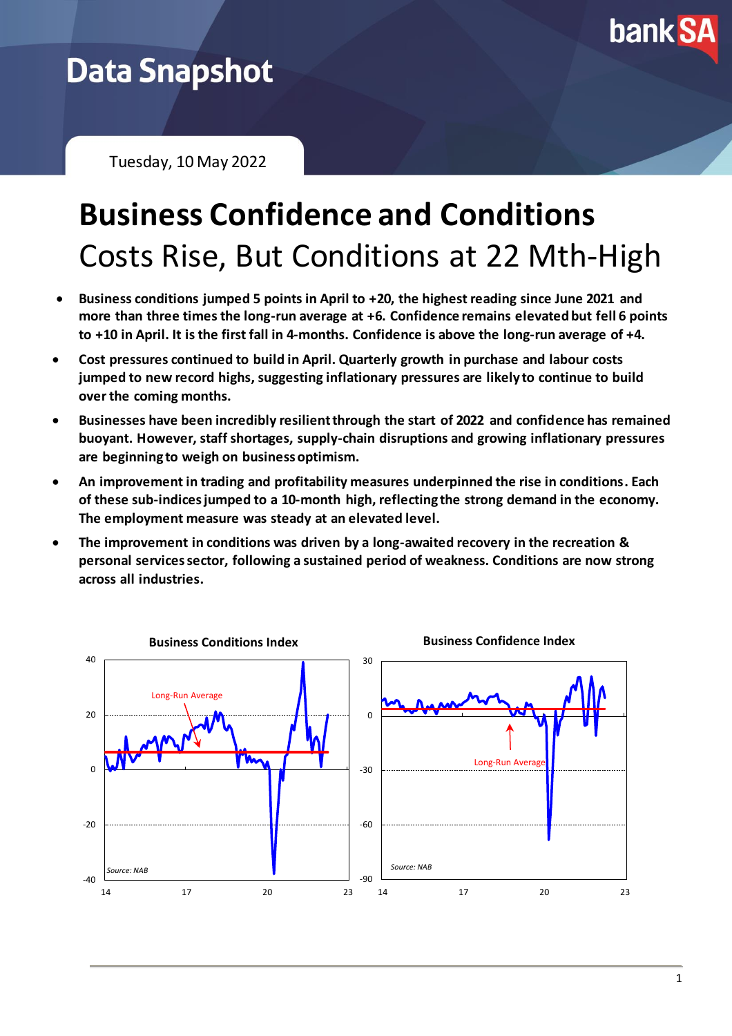# Data Snapshot

Tuesday, 10 May 2022

# Business Confidence and Conditions

## Costs Rise, But Conditions at 22 Mth-High

- **Business conditions jumped 5 points in April to +20, the highest reading since June 2021 and more than three times the long-run average at +6. Confidence remains elevated but fell 6 points to +10 in April. It is the first fall in 4-months. Confidence is above the long-run average of +4.**
- **Cost pressures continued to build in April. Quarterly growth in purchase and labour costs jumped to new record highs, suggesting inflationary pressures are likely to continue to build over the coming months.**
- **Businesses have been incredibly resilient through the start of 2022 and confidence has remained buoyant. However, staff shortages, supply-chain disruptions and growing inflationary pressures are beginning to weigh on business optimism.**
- **An improvement in trading and profitability measures underpinned the rise in conditions. Each of these sub-indices jumped to a 10-month high, reflecting the strong demand in the economy. The employment measure was steady at an elevated level.**
- **The improvement in conditions was driven by a long-awaited recovery in the recreation & personal services sector, following a sustained period of weakness. Conditions are now strong across all industries.**

**Business Conditions Index**

Long-Run Average

Source: NAB

**Business Confidence Index**

Long-Run Average

Source: NAB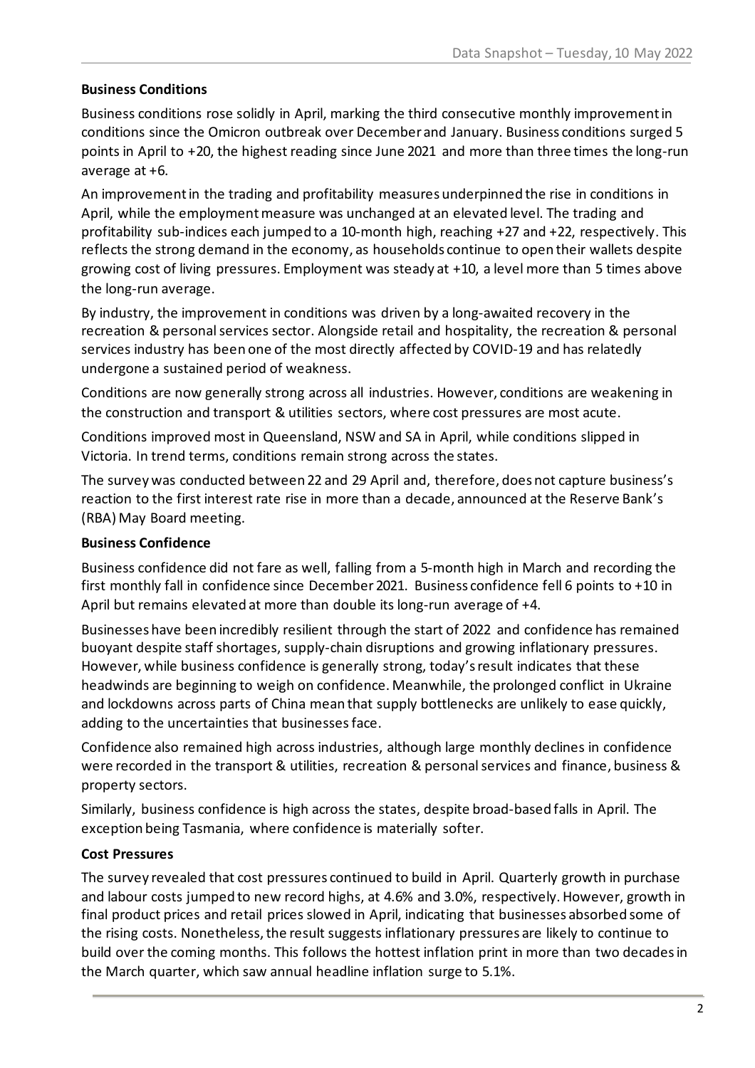**Business Conditions**

Business conditions rose solidly in April, marking the third consecutive monthly improvement in conditions since the Omicron outbreak over December and January. Business conditions surged 5 points in April to +20, the highest reading since June 2021 and more than three times the long-run average at +6.

An improvement in the trading and profitability measures underpinned the rise in conditions in April, while the employment measure was unchanged at an elevated level. The trading and profitability sub-indices each jumped to a 10-month high, reaching +27 and +22, respectively. This reflects the strong demand in the economy, as households continue to open their wallets despite growing cost of living pressures. Employment was steady at +10, a level more than 5 times above the long-run average.

By industry, the improvement in conditions was driven by a long-awaited recovery in the recreation & personal services sector. Alongside retail and hospitality, the recreation & personal services industry has been one of the most directly affected by COVID-19 and has relatedly undergone a sustained period of weakness.

Conditions are now generally strong across all industries. However, conditions are weakening in the construction and transport & utilities sectors, where cost pressures are most acute.

Conditions improved most in Queensland, NSW and SA in April, while conditions slipped in Victoria. In trend terms, conditions remain strong across the states.

The survey was conducted between 22 and 29 April and, therefore, does not capture business's reaction to the first interest rate rise in more than a decade, announced at the Reserve Bank's (RBA) May Board meeting.

**Business Confidence**

Business confidence did not fare as well, falling from a 5-month high in March and recording the first monthly fall in confidence since December 2021. Business confidence fell 6 points to +10 in April but remains elevated at more than double its long-run average of +4.

Businesses have been incredibly resilient through the start of 2022 and confidence has remained buoyant despite staff shortages, supply-chain disruptions and growing inflationary pressures. However, while business confidence is generally strong, today's result indicates that these headwinds are beginning to weigh on confidence. Meanwhile, the prolonged conflict in Ukraine and lockdowns across parts of China mean that supply bottlenecks are unlikely to ease quickly, adding to the uncertainties that businesses face.

Confidence also remained high across industries, although large monthly declines in confidence were recorded in the transport & utilities, recreation & personal services and finance, business & property sectors.

Similarly, business confidence is high across the states, despite broad-based falls in April. The exception being Tasmania, where confidence is materially softer.

**Cost Pressures**

The survey revealed that cost pressures continued to build in April. Quarterly growth in purchase and labour costs jumped to new record highs, at 4.6% and 3.0%, respectively. However, growth in final product prices and retail prices slowed in April, indicating that businesses absorbed some of the rising costs. Nonetheless, the result suggests inflationary pressures are likely to continue to build over the coming months. This follows the hottest inflation print in more than two decades in the March quarter, which saw annual headline inflation surge to 5.1%.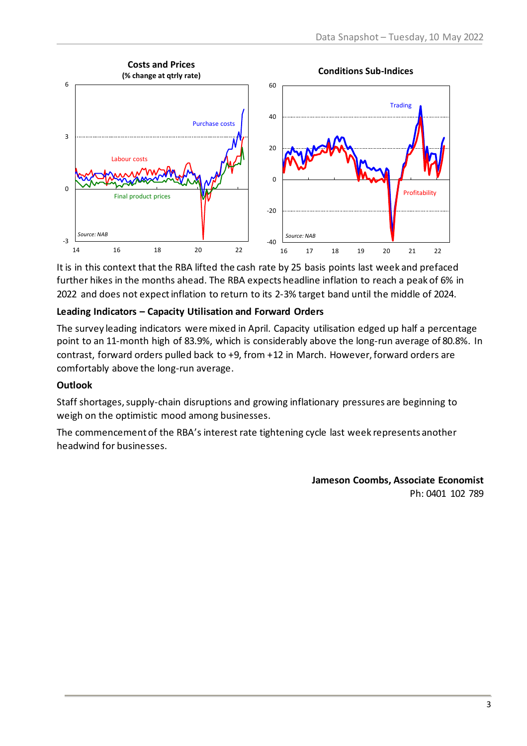**Costs and Prices**
**(% change at qtrly rate)**

Purchase costs
Labour costs
Final product prices

*Source: NAB*

**Conditions Sub-Indices**

Trading
Profitability

*Source: NAB*

It is in this context that the RBA lifted the cash rate by 25 basis points last week and prefaced further hikes in the months ahead. The RBA expects headline inflation to reach a peak of 6% in 2022 and does not expect inflation to return to its 2-3% target band until the middle of 2024.

**Leading Indicators – Capacity Utilisation and Forward Orders**

The survey leading indicators were mixed in April. Capacity utilisation edged up half a percentage point to an 11-month high of 83.9%, which is considerably above the long-run average of 80.8%. In contrast, forward orders pulled back to +9, from +12 in March. However, forward orders are comfortably above the long-run average.

**Outlook**

Staff shortages, supply-chain disruptions and growing inflationary pressures are beginning to weigh on the optimistic mood among businesses.

The commencement of the RBA's interest rate tightening cycle last week represents another headwind for businesses.

**Jameson Coombs, Associate Economist**
Ph: 0401 102 789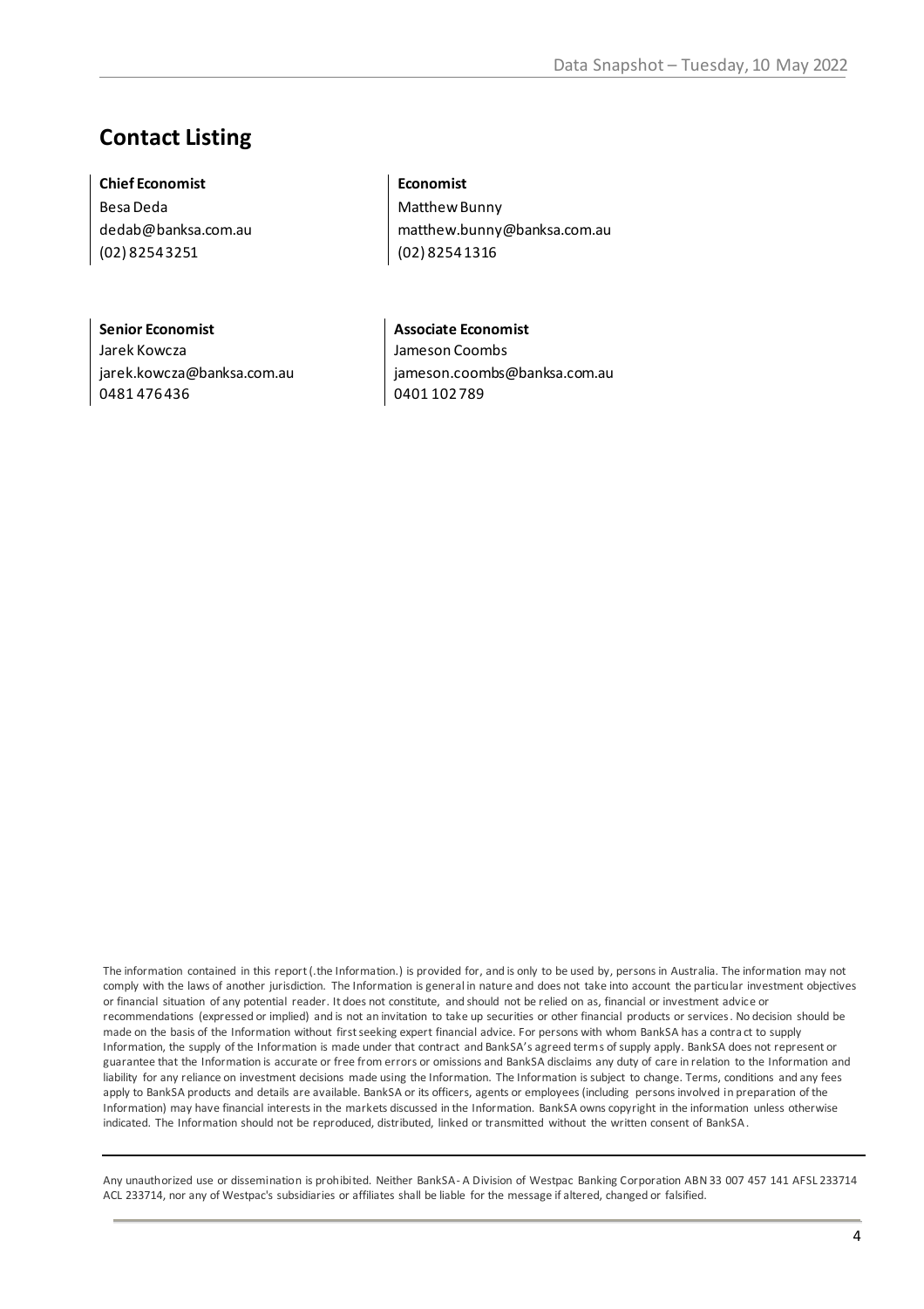## Contact Listing

**Chief Economist**
Besa Deda
dedab@banksa.com.au
(02) 8254 3251

**Economist**
Matthew Bunny
matthew.bunny@banksa.com.au
(02) 8254 1316

**Senior Economist**
Jarek Kowcza
jarek.kowcza@banksa.com.au
0481 476 436

**Associate Economist**
Jameson Coombs
jameson.coombs@banksa.com.au
0401 102 789

The information contained in this report (.the Information.) is provided for, and is only to be used by, persons in Australia. The information may not comply with the laws of another jurisdiction. The Information is general in nature and does not take into account the particular investment objectives or financial situation of any potential reader. It does not constitute, and should not be relied on as, financial or investment advice or recommendations (expressed or implied) and is not an invitation to take up securities or other financial products or services. No decision should be made on the basis of the Information without first seeking expert financial advice. For persons with whom BankSA has a contract to supply Information, the supply of the Information is made under that contract and BankSA's agreed terms of supply apply. BankSA does not represent or guarantee that the Information is accurate or free from errors or omissions and BankSA disclaims any duty of care in relation to the Information and liability for any reliance on investment decisions made using the Information. The Information is subject to change. Terms, conditions and any fees apply to BankSA products and details are available. BankSA or its officers, agents or employees (including persons involved in preparation of the Information) may have financial interests in the markets discussed in the Information. BankSA owns copyright in the information unless otherwise indicated. The Information should not be reproduced, distributed, linked or transmitted without the written consent of BankSA.

Any unauthorized use or dissemination is prohibited. Neither BankSA - A Division of Westpac Banking Corporation ABN 33 007 457 141 AFSL 233714 ACL 233714, nor any of Westpac's subsidiaries or affiliates shall be liable for the message if altered, changed or falsified.